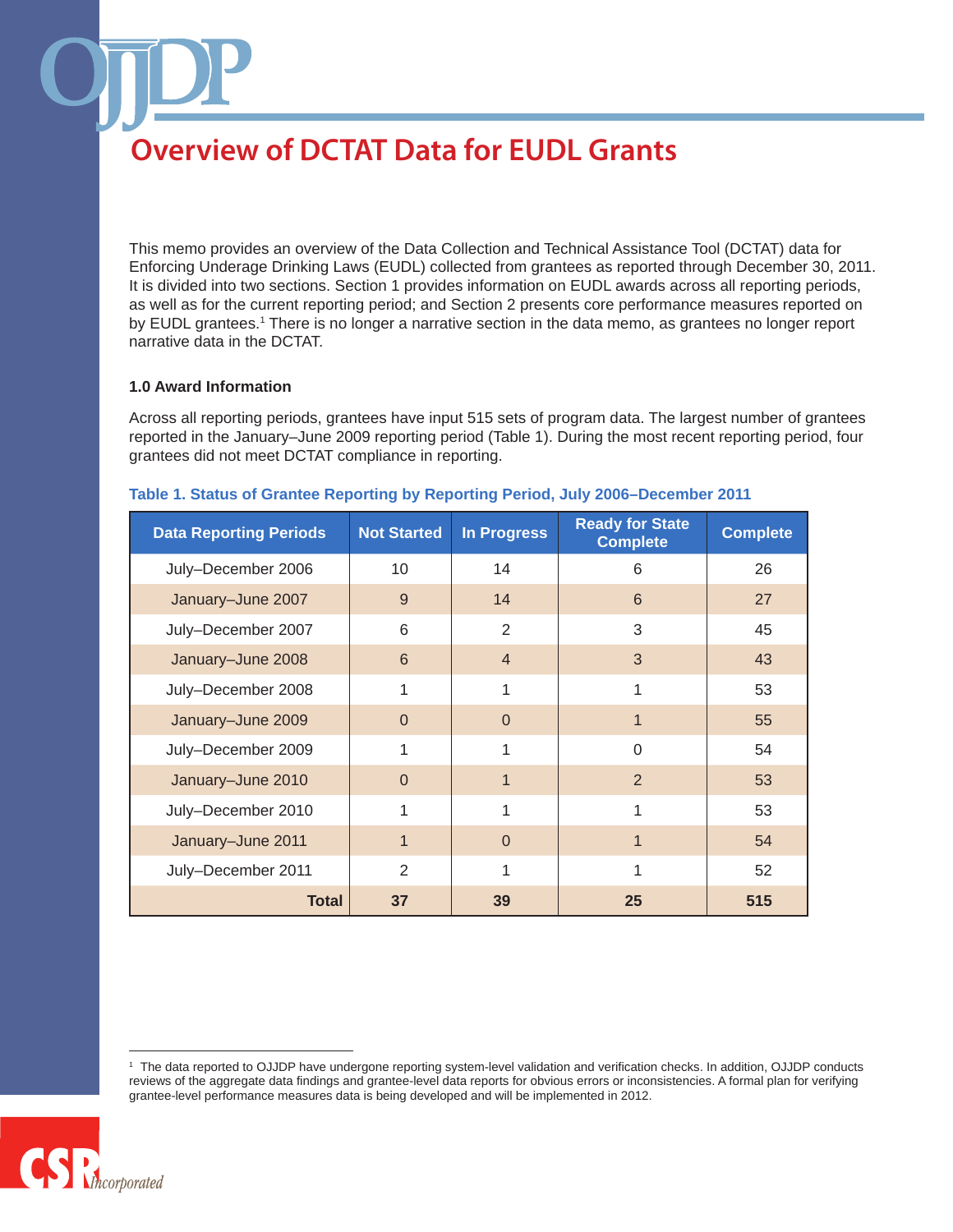# Overview of DCTAT Data for EUDL Grants

This memo provides an overview of the Data Collection and Technical Assistance Tool (DCTAT) data for Enforcing Underage Drinking Laws (EUDL) collected from grantees as reported through December 30, 2011. It is divided into two sections. Section 1 provides information on EUDL awards across all reporting periods, as well as for the current reporting period; and Section 2 presents core performance measures reported on by EUDL grantees.[1] There is no longer a narrative section in the data memo, as grantees no longer report narrative data in the DCTAT.

### 1.0 Award Information

Across all reporting periods, grantees have input 515 sets of program data. The largest number of grantees reported in the January–June 2009 reporting period (Table 1). During the most recent reporting period, four grantees did not meet DCTAT compliance in reporting.

**Table 1. Status of Grantee Reporting by Reporting Period, July 2006–December 2011**

| Data Reporting Periods | Not Started | In Progress | Ready for State Complete | Complete |
|---|---|---|---|---|
| July–December 2006 | 10 | 14 | 6 | 26 |
| January–June 2007 | 9 | 14 | 6 | 27 |
| July–December 2007 | 6 | 2 | 3 | 45 |
| January–June 2008 | 6 | 4 | 3 | 43 |
| July–December 2008 | 1 | 1 | 1 | 53 |
| January–June 2009 | 0 | 0 | 1 | 55 |
| July–December 2009 | 1 | 1 | 0 | 54 |
| January–June 2010 | 0 | 1 | 2 | 53 |
| July–December 2010 | 1 | 1 | 1 | 53 |
| January–June 2011 | 1 | 0 | 1 | 54 |
| July–December 2011 | 2 | 1 | 1 | 52 |
| **Total** | **37** | **39** | **25** | **515** |

[1] The data reported to OJJDP have undergone reporting system-level validation and verification checks. In addition, OJJDP conducts reviews of the aggregate data findings and grantee-level data reports for obvious errors or inconsistencies. A formal plan for verifying grantee-level performance measures data is being developed and will be implemented in 2012.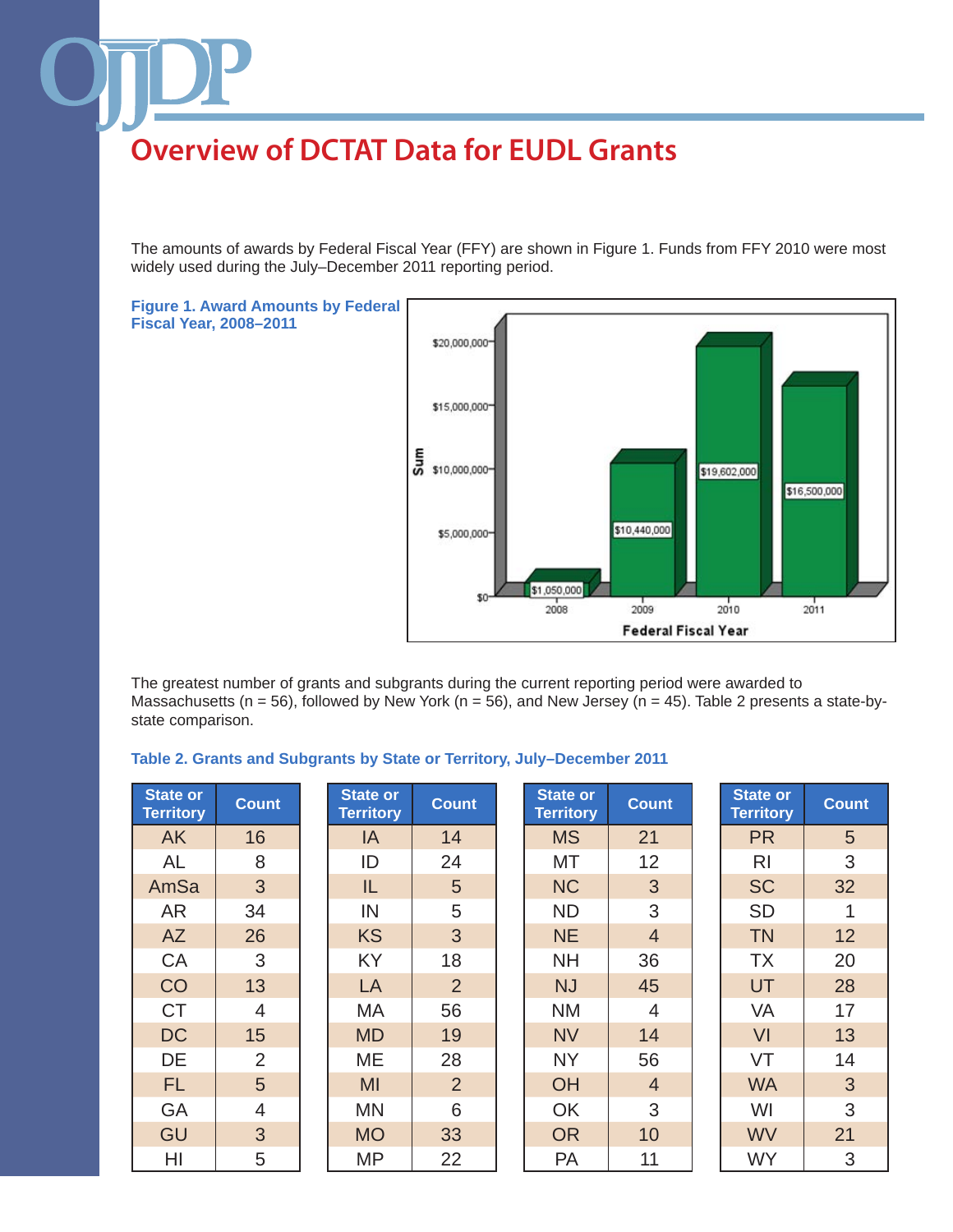# Overview of DCTAT Data for EUDL Grants

The amounts of awards by Federal Fiscal Year (FFY) are shown in Figure 1. Funds from FFY 2010 were most widely used during the July–December 2011 reporting period.

**Figure 1. Award Amounts by Federal Fiscal Year, 2008–2011**

| Federal Fiscal Year | Sum |
|---|---|
| 2008 | $1,050,000 |
| 2009 | $10,440,000 |
| 2010 | $19,602,000 |
| 2011 | $16,500,000 |

The greatest number of grants and subgrants during the current reporting period were awarded to Massachusetts (n = 56), followed by New York (n = 56), and New Jersey (n = 45). Table 2 presents a state-by-state comparison.

**Table 2. Grants and Subgrants by State or Territory, July–December 2011**

| State or Territory | Count | State or Territory | Count | State or Territory | Count | State or Territory | Count |
|---|---|---|---|---|---|---|---|
| AK | 16 | IA | 14 | MS | 21 | PR | 5 |
| AL | 8 | ID | 24 | MT | 12 | RI | 3 |
| AmSa | 3 | IL | 5 | NC | 3 | SC | 32 |
| AR | 34 | IN | 5 | ND | 3 | SD | 1 |
| AZ | 26 | KS | 3 | NE | 4 | TN | 12 |
| CA | 3 | KY | 18 | NH | 36 | TX | 20 |
| CO | 13 | LA | 2 | NJ | 45 | UT | 28 |
| CT | 4 | MA | 56 | NM | 4 | VA | 17 |
| DC | 15 | MD | 19 | NV | 14 | VI | 13 |
| DE | 2 | ME | 28 | NY | 56 | VT | 14 |
| FL | 5 | MI | 2 | OH | 4 | WA | 3 |
| GA | 4 | MN | 6 | OK | 3 | WI | 3 |
| GU | 3 | MO | 33 | OR | 10 | WV | 21 |
| HI | 5 | MP | 22 | PA | 11 | WY | 3 |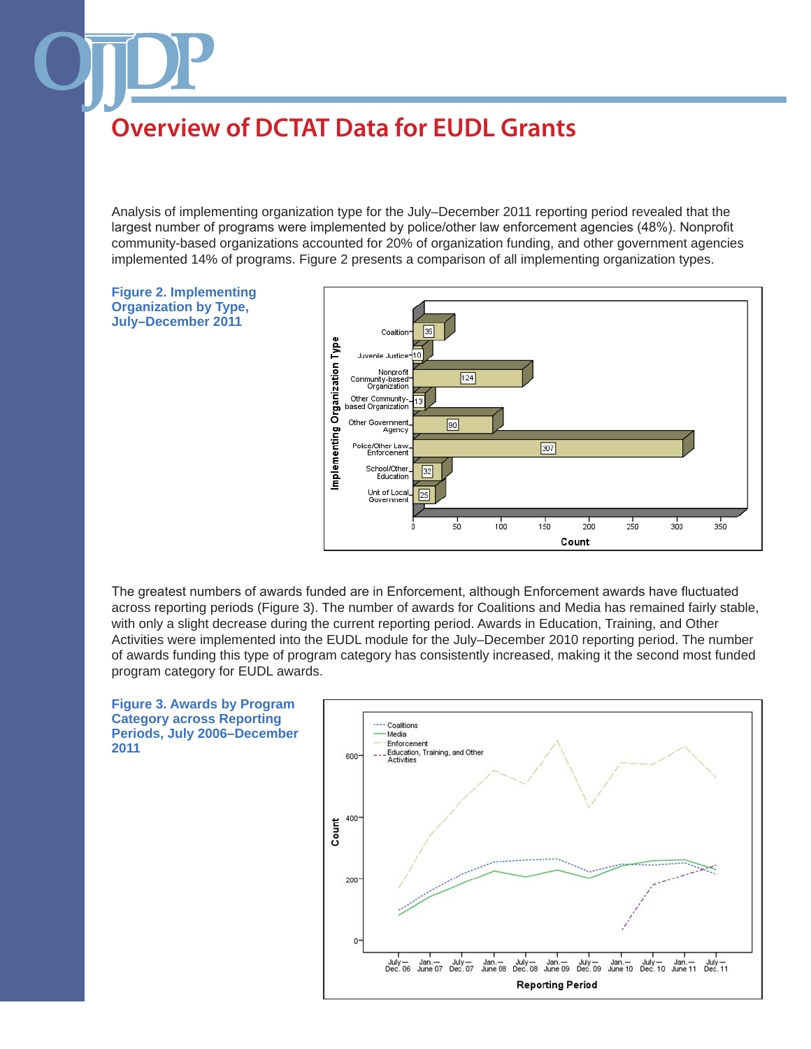# Overview of DCTAT Data for EUDL Grants

Analysis of implementing organization type for the July–December 2011 reporting period revealed that the largest number of programs were implemented by police/other law enforcement agencies (48%). Nonprofit community-based organizations accounted for 20% of organization funding, and other government agencies implemented 14% of programs. Figure 2 presents a comparison of all implementing organization types.

**Figure 2. Implementing Organization by Type, July–December 2011**

| Implementing Organization Type | Count |
|---|---|
| Coalition | 35 |
| Juvenile Justice | 10 |
| Nonprofit Community-based Organization | 124 |
| Other Community-based Organization | 13 |
| Other Government Agency | 90 |
| Police/Other Law Enforcement | 307 |
| School/Other Education | 32 |
| Unit of Local Government | 25 |

The greatest numbers of awards funded are in Enforcement, although Enforcement awards have fluctuated across reporting periods (Figure 3). The number of awards for Coalitions and Media has remained fairly stable, with only a slight decrease during the current reporting period. Awards in Education, Training, and Other Activities were implemented into the EUDL module for the July–December 2010 reporting period. The number of awards funding this type of program category has consistently increased, making it the second most funded program category for EUDL awards.

**Figure 3. Awards by Program Category across Reporting Periods, July 2006–December 2011**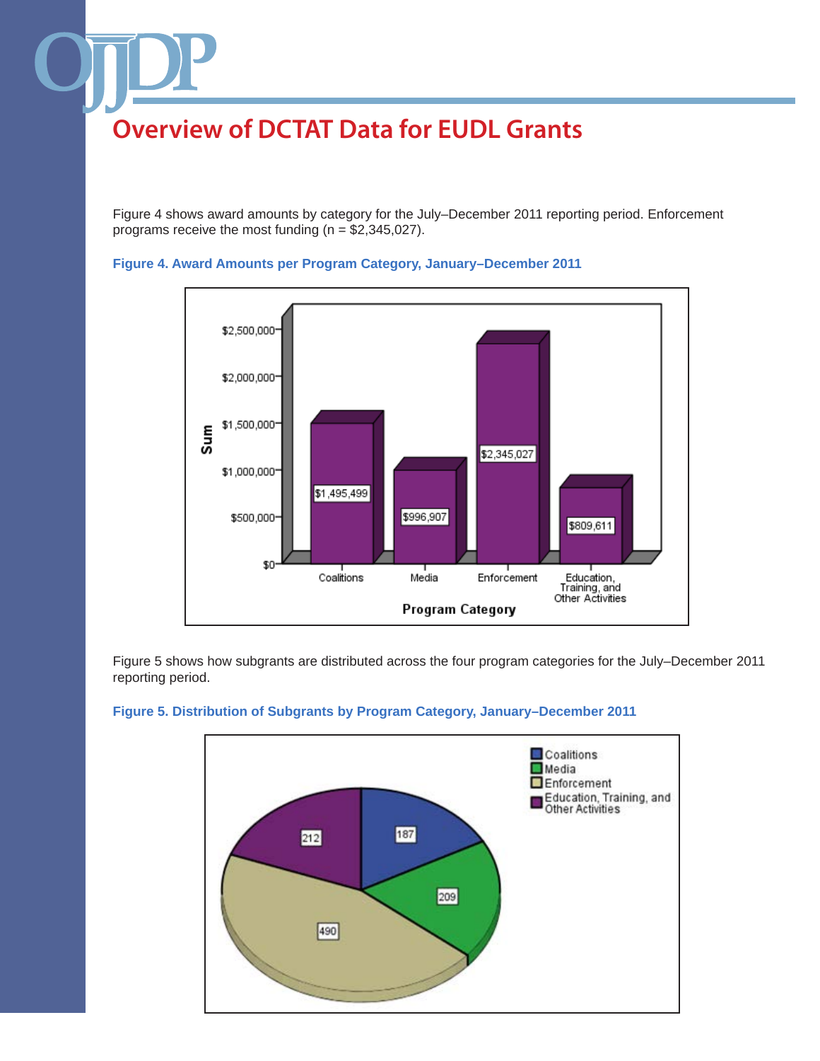## Overview of DCTAT Data for EUDL Grants

Figure 4 shows award amounts by category for the July–December 2011 reporting period. Enforcement programs receive the most funding (n = $2,345,027).

**Figure 4. Award Amounts per Program Category, January–December 2011**

| Program Category | Sum |
|---|---|
| Coalitions | $1,495,499 |
| Media | $996,907 |
| Enforcement | $2,345,027 |
| Education, Training, and Other Activities | $809,611 |

Figure 5 shows how subgrants are distributed across the four program categories for the July–December 2011 reporting period.

**Figure 5. Distribution of Subgrants by Program Category, January–December 2011**

| Program Category | Subgrants |
|---|---|
| Coalitions | 187 |
| Media | 209 |
| Enforcement | 490 |
| Education, Training, and Other Activities | 212 |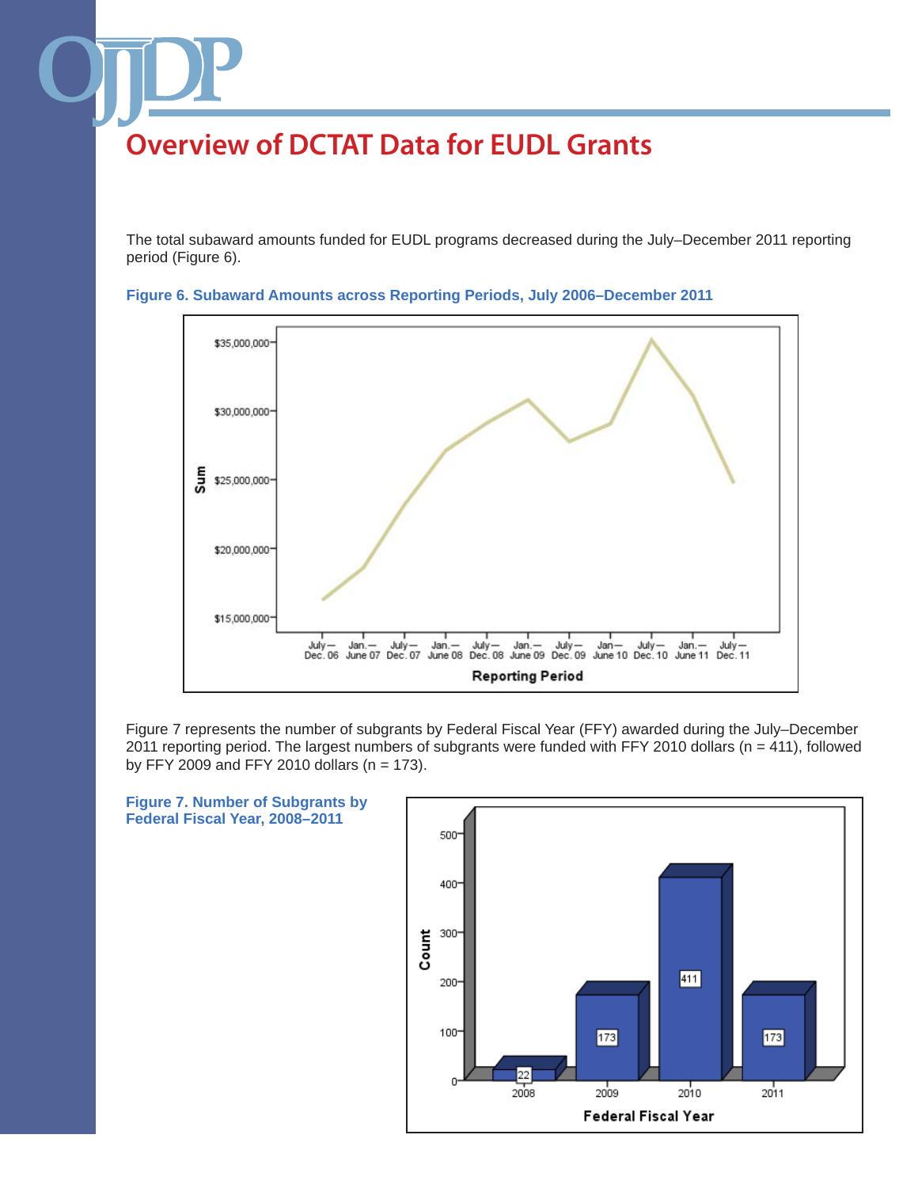## Overview of DCTAT Data for EUDL Grants

The total subaward amounts funded for EUDL programs decreased during the July–December 2011 reporting period (Figure 6).

**Figure 6. Subaward Amounts across Reporting Periods, July 2006–December 2011**

Figure 7 represents the number of subgrants by Federal Fiscal Year (FFY) awarded during the July–December 2011 reporting period. The largest numbers of subgrants were funded with FFY 2010 dollars (n = 411), followed by FFY 2009 and FFY 2010 dollars (n = 173).

**Figure 7. Number of Subgrants by Federal Fiscal Year, 2008–2011**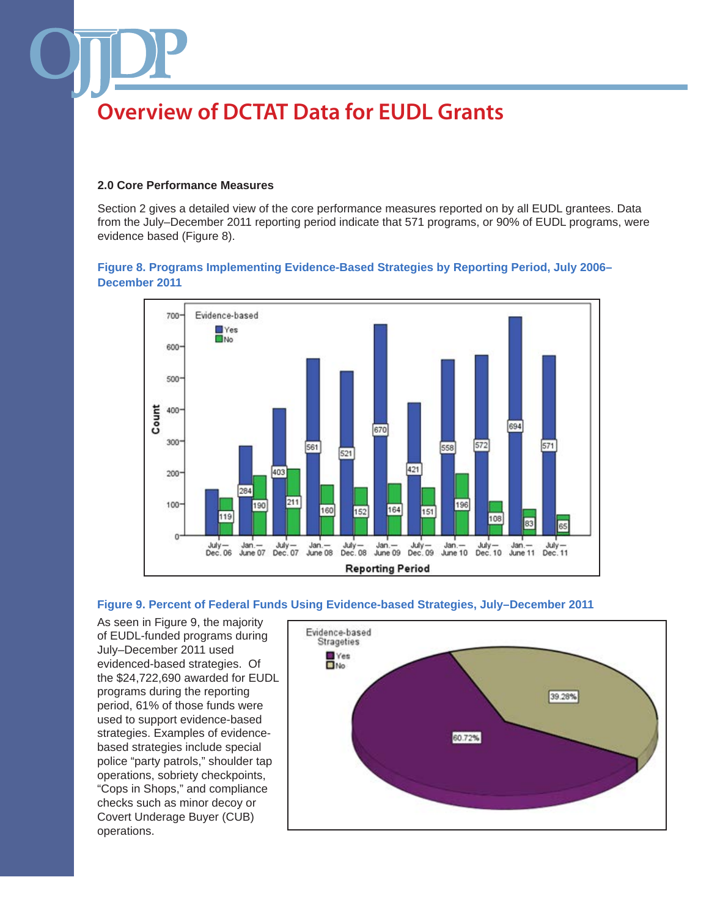# Overview of DCTAT Data for EUDL Grants

### 2.0 Core Performance Measures

Section 2 gives a detailed view of the core performance measures reported on by all EUDL grantees. Data from the July–December 2011 reporting period indicate that 571 programs, or 90% of EUDL programs, were evidence based (Figure 8).

**Figure 8. Programs Implementing Evidence-Based Strategies by Reporting Period, July 2006–December 2011**

| Reporting Period | Evidence-based: Yes | Evidence-based: No |
|---|---|---|
| July–Dec. 06 | | 119 |
| Jan.–June 07 | 284 | 190 |
| July–Dec. 07 | 403 | 211 |
| Jan.–June 08 | 561 | 160 |
| July–Dec. 08 | 521 | 152 |
| Jan.–June 09 | 670 | 164 |
| July–Dec. 09 | 421 | 151 |
| Jan.–June 10 | 558 | 196 |
| July–Dec. 10 | 572 | 108 |
| Jan.–June 11 | 694 | 83 |
| July–Dec. 11 | 571 | 65 |

**Figure 9. Percent of Federal Funds Using Evidence-based Strategies, July–December 2011**

As seen in Figure 9, the majority of EUDL-funded programs during July–December 2011 used evidenced-based strategies. Of the $24,722,690 awarded for EUDL programs during the reporting period, 61% of those funds were used to support evidence-based strategies. Examples of evidence-based strategies include special police "party patrols," shoulder tap operations, sobriety checkpoints, "Cops in Shops," and compliance checks such as minor decoy or Covert Underage Buyer (CUB) operations.

| Evidence-based Stragetics | Percent |
|---|---|
| Yes | 60.72% |
| No | 39.28% |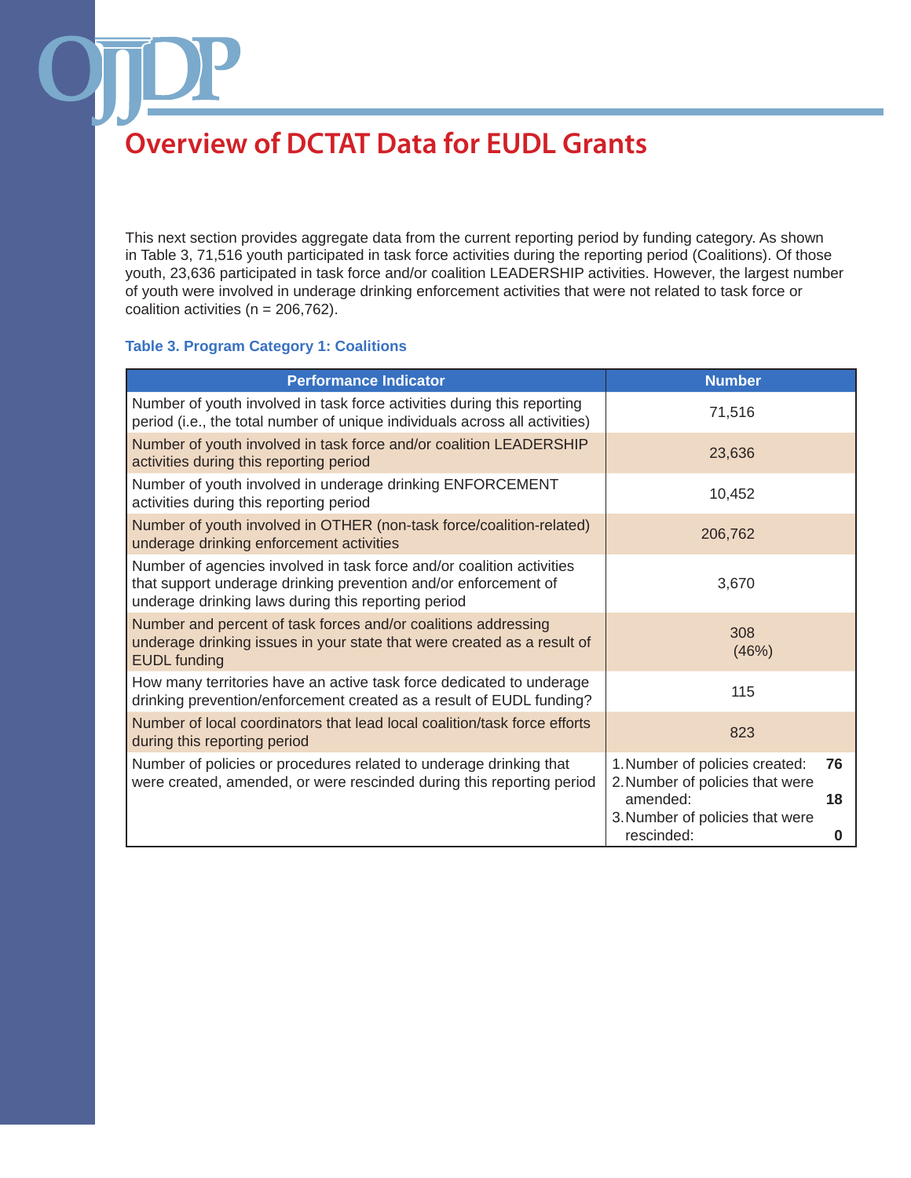# Overview of DCTAT Data for EUDL Grants

This next section provides aggregate data from the current reporting period by funding category. As shown in Table 3, 71,516 youth participated in task force activities during the reporting period (Coalitions). Of those youth, 23,636 participated in task force and/or coalition LEADERSHIP activities. However, the largest number of youth were involved in underage drinking enforcement activities that were not related to task force or coalition activities (n = 206,762).

### Table 3. Program Category 1: Coalitions

| Performance Indicator | Number |
|---|---|
| Number of youth involved in task force activities during this reporting period (i.e., the total number of unique individuals across all activities) | 71,516 |
| Number of youth involved in task force and/or coalition LEADERSHIP activities during this reporting period | 23,636 |
| Number of youth involved in underage drinking ENFORCEMENT activities during this reporting period | 10,452 |
| Number of youth involved in OTHER (non-task force/coalition-related) underage drinking enforcement activities | 206,762 |
| Number of agencies involved in task force and/or coalition activities that support underage drinking prevention and/or enforcement of underage drinking laws during this reporting period | 3,670 |
| Number and percent of task forces and/or coalitions addressing underage drinking issues in your state that were created as a result of EUDL funding | 308 (46%) |
| How many territories have an active task force dedicated to underage drinking prevention/enforcement created as a result of EUDL funding? | 115 |
| Number of local coordinators that lead local coalition/task force efforts during this reporting period | 823 |
| Number of policies or procedures related to underage drinking that were created, amended, or were rescinded during this reporting period | 1. Number of policies created: **76**<br>2. Number of policies that were amended: **18**<br>3. Number of policies that were rescinded: **0** |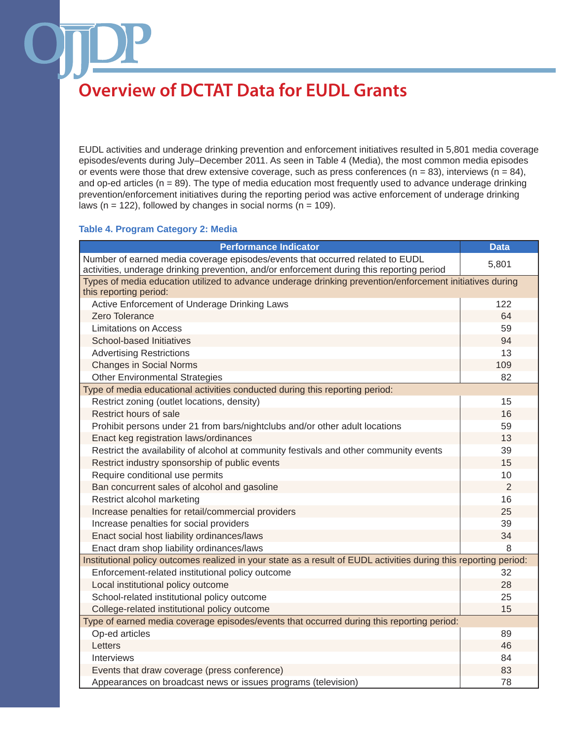# Overview of DCTAT Data for EUDL Grants

EUDL activities and underage drinking prevention and enforcement initiatives resulted in 5,801 media coverage episodes/events during July–December 2011. As seen in Table 4 (Media), the most common media episodes or events were those that drew extensive coverage, such as press conferences (n = 83), interviews (n = 84), and op-ed articles (n = 89). The type of media education most frequently used to advance underage drinking prevention/enforcement initiatives during the reporting period was active enforcement of underage drinking laws (n = 122), followed by changes in social norms (n = 109).

**Table 4. Program Category 2: Media**

| Performance Indicator | Data |
|---|---|
| Number of earned media coverage episodes/events that occurred related to EUDL activities, underage drinking prevention, and/or enforcement during this reporting period | 5,801 |
| Types of media education utilized to advance underage drinking prevention/enforcement initiatives during this reporting period: | |
| Active Enforcement of Underage Drinking Laws | 122 |
| Zero Tolerance | 64 |
| Limitations on Access | 59 |
| School-based Initiatives | 94 |
| Advertising Restrictions | 13 |
| Changes in Social Norms | 109 |
| Other Environmental Strategies | 82 |
| Type of media educational activities conducted during this reporting period: | |
| Restrict zoning (outlet locations, density) | 15 |
| Restrict hours of sale | 16 |
| Prohibit persons under 21 from bars/nightclubs and/or other adult locations | 59 |
| Enact keg registration laws/ordinances | 13 |
| Restrict the availability of alcohol at community festivals and other community events | 39 |
| Restrict industry sponsorship of public events | 15 |
| Require conditional use permits | 10 |
| Ban concurrent sales of alcohol and gasoline | 2 |
| Restrict alcohol marketing | 16 |
| Increase penalties for retail/commercial providers | 25 |
| Increase penalties for social providers | 39 |
| Enact social host liability ordinances/laws | 34 |
| Enact dram shop liability ordinances/laws | 8 |
| Institutional policy outcomes realized in your state as a result of EUDL activities during this reporting period: | |
| Enforcement-related institutional policy outcome | 32 |
| Local institutional policy outcome | 28 |
| School-related institutional policy outcome | 25 |
| College-related institutional policy outcome | 15 |
| Type of earned media coverage episodes/events that occurred during this reporting period: | |
| Op-ed articles | 89 |
| Letters | 46 |
| Interviews | 84 |
| Events that draw coverage (press conference) | 83 |
| Appearances on broadcast news or issues programs (television) | 78 |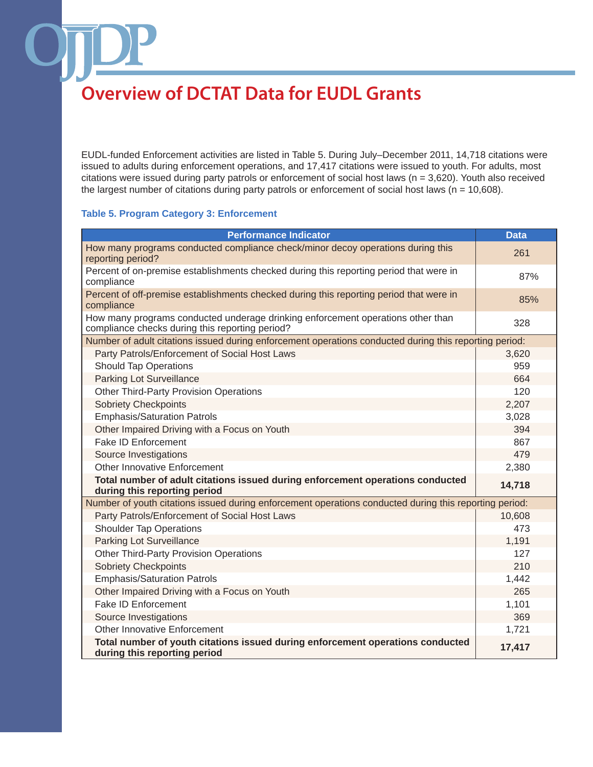# Overview of DCTAT Data for EUDL Grants

EUDL-funded Enforcement activities are listed in Table 5. During July–December 2011, 14,718 citations were issued to adults during enforcement operations, and 17,417 citations were issued to youth. For adults, most citations were issued during party patrols or enforcement of social host laws (n = 3,620). Youth also received the largest number of citations during party patrols or enforcement of social host laws (n = 10,608).

### Table 5. Program Category 3: Enforcement

| Performance Indicator | Data |
|---|---|
| How many programs conducted compliance check/minor decoy operations during this reporting period? | 261 |
| Percent of on-premise establishments checked during this reporting period that were in compliance | 87% |
| Percent of off-premise establishments checked during this reporting period that were in compliance | 85% |
| How many programs conducted underage drinking enforcement operations other than compliance checks during this reporting period? | 328 |
| Number of adult citations issued during enforcement operations conducted during this reporting period: | |
| Party Patrols/Enforcement of Social Host Laws | 3,620 |
| Should Tap Operations | 959 |
| Parking Lot Surveillance | 664 |
| Other Third-Party Provision Operations | 120 |
| Sobriety Checkpoints | 2,207 |
| Emphasis/Saturation Patrols | 3,028 |
| Other Impaired Driving with a Focus on Youth | 394 |
| Fake ID Enforcement | 867 |
| Source Investigations | 479 |
| Other Innovative Enforcement | 2,380 |
| **Total number of adult citations issued during enforcement operations conducted during this reporting period** | **14,718** |
| Number of youth citations issued during enforcement operations conducted during this reporting period: | |
| Party Patrols/Enforcement of Social Host Laws | 10,608 |
| Shoulder Tap Operations | 473 |
| Parking Lot Surveillance | 1,191 |
| Other Third-Party Provision Operations | 127 |
| Sobriety Checkpoints | 210 |
| Emphasis/Saturation Patrols | 1,442 |
| Other Impaired Driving with a Focus on Youth | 265 |
| Fake ID Enforcement | 1,101 |
| Source Investigations | 369 |
| Other Innovative Enforcement | 1,721 |
| **Total number of youth citations issued during enforcement operations conducted during this reporting period** | **17,417** |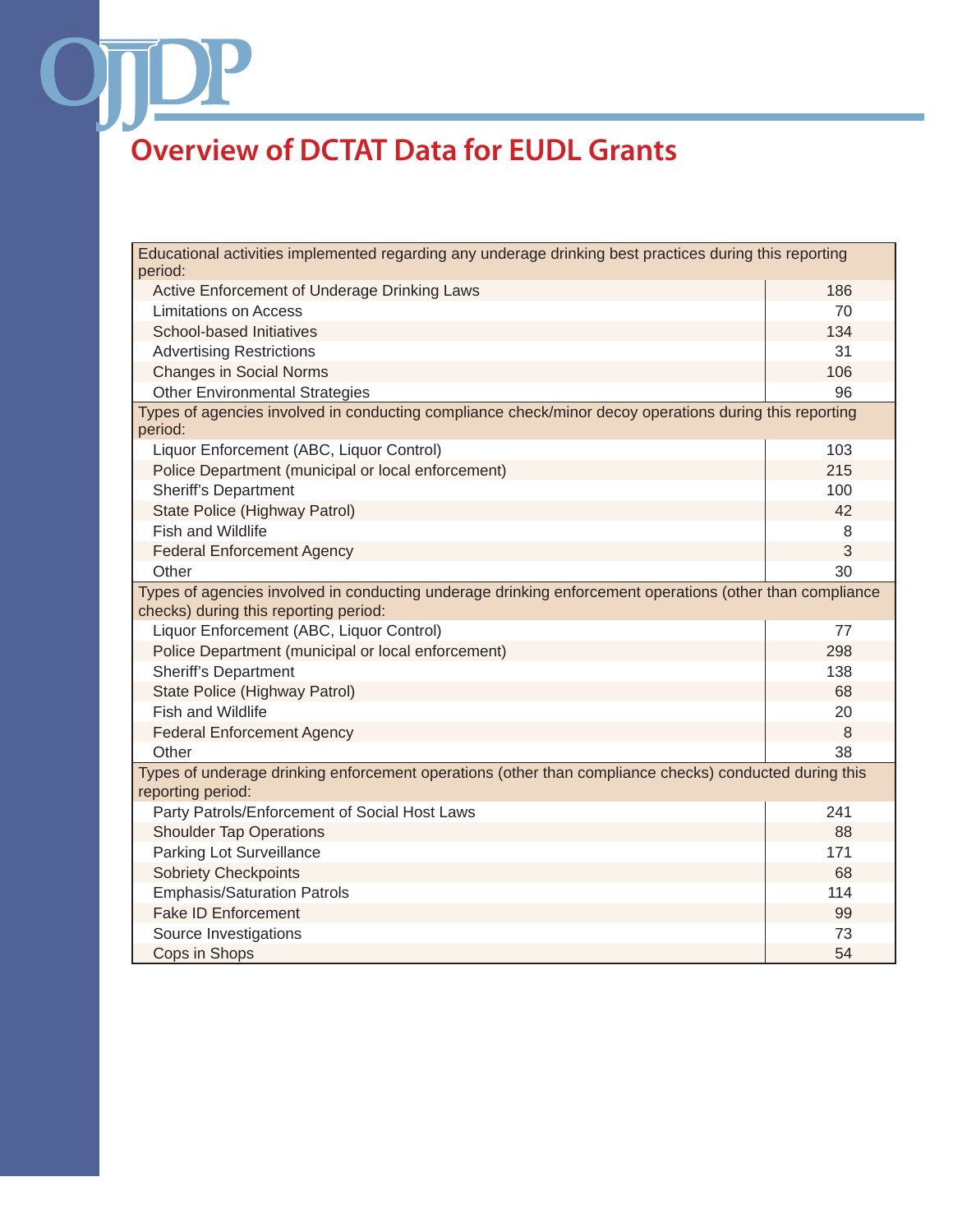# Overview of DCTAT Data for EUDL Grants

| Educational activities implemented regarding any underage drinking best practices during this reporting period: | |
|---|---|
| Active Enforcement of Underage Drinking Laws | 186 |
| Limitations on Access | 70 |
| School-based Initiatives | 134 |
| Advertising Restrictions | 31 |
| Changes in Social Norms | 106 |
| Other Environmental Strategies | 96 |
| **Types of agencies involved in conducting compliance check/minor decoy operations during this reporting period:** | |
| Liquor Enforcement (ABC, Liquor Control) | 103 |
| Police Department (municipal or local enforcement) | 215 |
| Sheriff's Department | 100 |
| State Police (Highway Patrol) | 42 |
| Fish and Wildlife | 8 |
| Federal Enforcement Agency | 3 |
| Other | 30 |
| **Types of agencies involved in conducting underage drinking enforcement operations (other than compliance checks) during this reporting period:** | |
| Liquor Enforcement (ABC, Liquor Control) | 77 |
| Police Department (municipal or local enforcement) | 298 |
| Sheriff's Department | 138 |
| State Police (Highway Patrol) | 68 |
| Fish and Wildlife | 20 |
| Federal Enforcement Agency | 8 |
| Other | 38 |
| **Types of underage drinking enforcement operations (other than compliance checks) conducted during this reporting period:** | |
| Party Patrols/Enforcement of Social Host Laws | 241 |
| Shoulder Tap Operations | 88 |
| Parking Lot Surveillance | 171 |
| Sobriety Checkpoints | 68 |
| Emphasis/Saturation Patrols | 114 |
| Fake ID Enforcement | 99 |
| Source Investigations | 73 |
| Cops in Shops | 54 |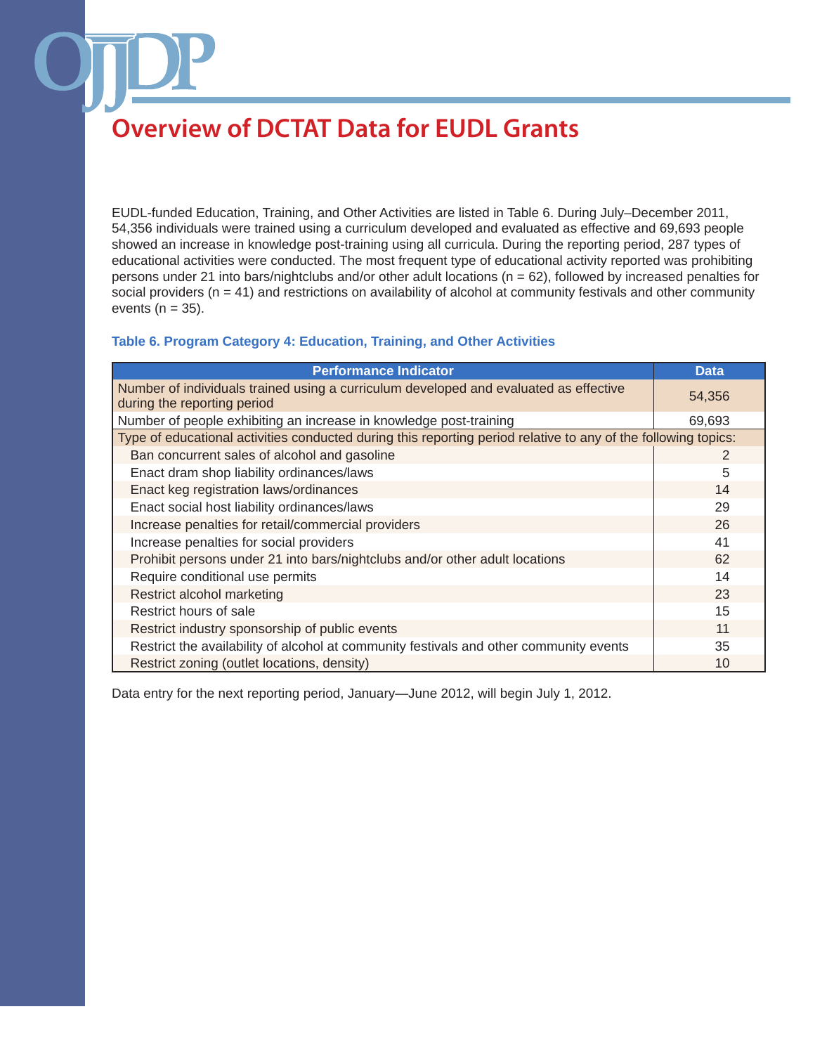# Overview of DCTAT Data for EUDL Grants

EUDL-funded Education, Training, and Other Activities are listed in Table 6. During July–December 2011, 54,356 individuals were trained using a curriculum developed and evaluated as effective and 69,693 people showed an increase in knowledge post-training using all curricula. During the reporting period, 287 types of educational activities were conducted. The most frequent type of educational activity reported was prohibiting persons under 21 into bars/nightclubs and/or other adult locations (n = 62), followed by increased penalties for social providers (n = 41) and restrictions on availability of alcohol at community festivals and other community events (n = 35).

### Table 6. Program Category 4: Education, Training, and Other Activities

| Performance Indicator | Data |
|---|---|
| Number of individuals trained using a curriculum developed and evaluated as effective during the reporting period | 54,356 |
| Number of people exhibiting an increase in knowledge post-training | 69,693 |
| Type of educational activities conducted during this reporting period relative to any of the following topics: | |
| Ban concurrent sales of alcohol and gasoline | 2 |
| Enact dram shop liability ordinances/laws | 5 |
| Enact keg registration laws/ordinances | 14 |
| Enact social host liability ordinances/laws | 29 |
| Increase penalties for retail/commercial providers | 26 |
| Increase penalties for social providers | 41 |
| Prohibit persons under 21 into bars/nightclubs and/or other adult locations | 62 |
| Require conditional use permits | 14 |
| Restrict alcohol marketing | 23 |
| Restrict hours of sale | 15 |
| Restrict industry sponsorship of public events | 11 |
| Restrict the availability of alcohol at community festivals and other community events | 35 |
| Restrict zoning (outlet locations, density) | 10 |

Data entry for the next reporting period, January—June 2012, will begin July 1, 2012.